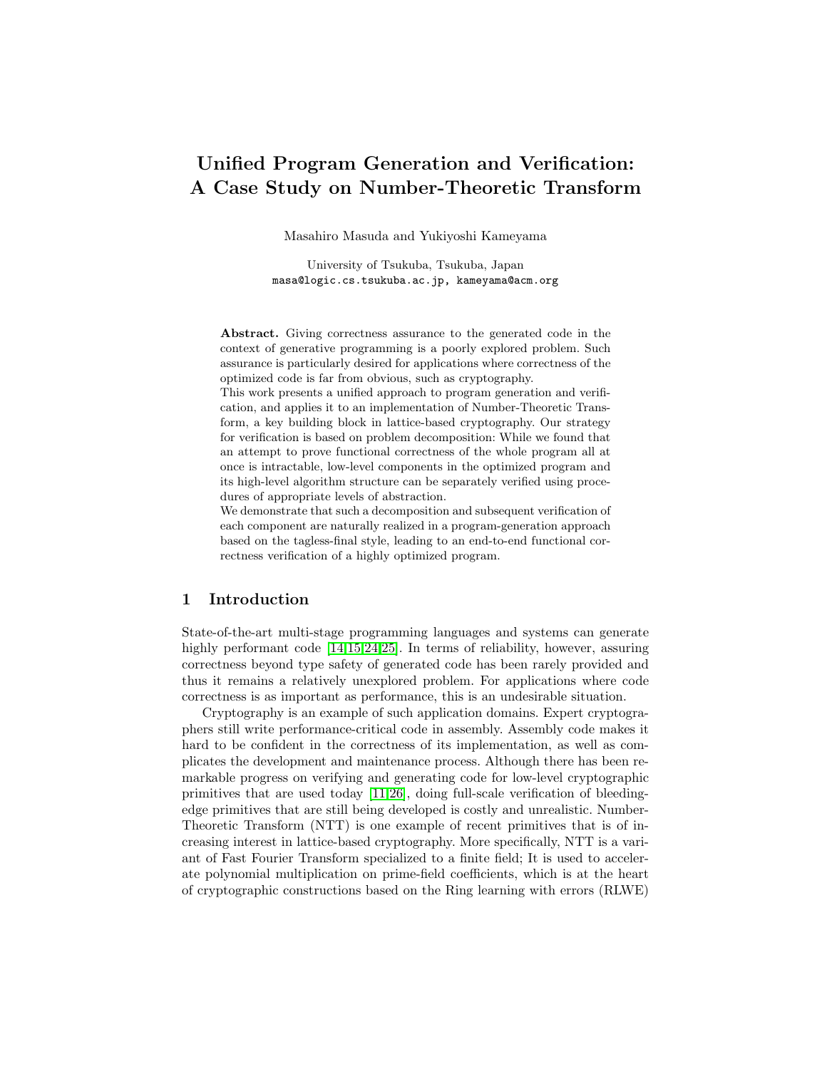# Unified Program Generation and Verification: A Case Study on Number-Theoretic Transform

Masahiro Masuda and Yukiyoshi Kameyama

University of Tsukuba, Tsukuba, Japan
masa@logic.cs.tsukuba.ac.jp, kameyama@acm.org

**Abstract.** Giving correctness assurance to the generated code in the context of generative programming is a poorly explored problem. Such assurance is particularly desired for applications where correctness of the optimized code is far from obvious, such as cryptography.

This work presents a unified approach to program generation and verification, and applies it to an implementation of Number-Theoretic Transform, a key building block in lattice-based cryptography. Our strategy for verification is based on problem decomposition: While we found that an attempt to prove functional correctness of the whole program all at once is intractable, low-level components in the optimized program and its high-level algorithm structure can be separately verified using procedures of appropriate levels of abstraction.

We demonstrate that such a decomposition and subsequent verification of each component are naturally realized in a program-generation approach based on the tagless-final style, leading to an end-to-end functional correctness verification of a highly optimized program.

## 1 Introduction

State-of-the-art multi-stage programming languages and systems can generate highly performant code [14,15,24,25]. In terms of reliability, however, assuring correctness beyond type safety of generated code has been rarely provided and thus it remains a relatively unexplored problem. For applications where code correctness is as important as performance, this is an undesirable situation.

Cryptography is an example of such application domains. Expert cryptographers still write performance-critical code in assembly. Assembly code makes it hard to be confident in the correctness of its implementation, as well as complicates the development and maintenance process. Although there has been remarkable progress on verifying and generating code for low-level cryptographic primitives that are used today [11,26], doing full-scale verification of bleeding-edge primitives that are still being developed is costly and unrealistic. Number-Theoretic Transform (NTT) is one example of recent primitives that is of increasing interest in lattice-based cryptography. More specifically, NTT is a variant of Fast Fourier Transform specialized to a finite field; It is used to accelerate polynomial multiplication on prime-field coefficients, which is at the heart of cryptographic constructions based on the Ring learning with errors (RLWE)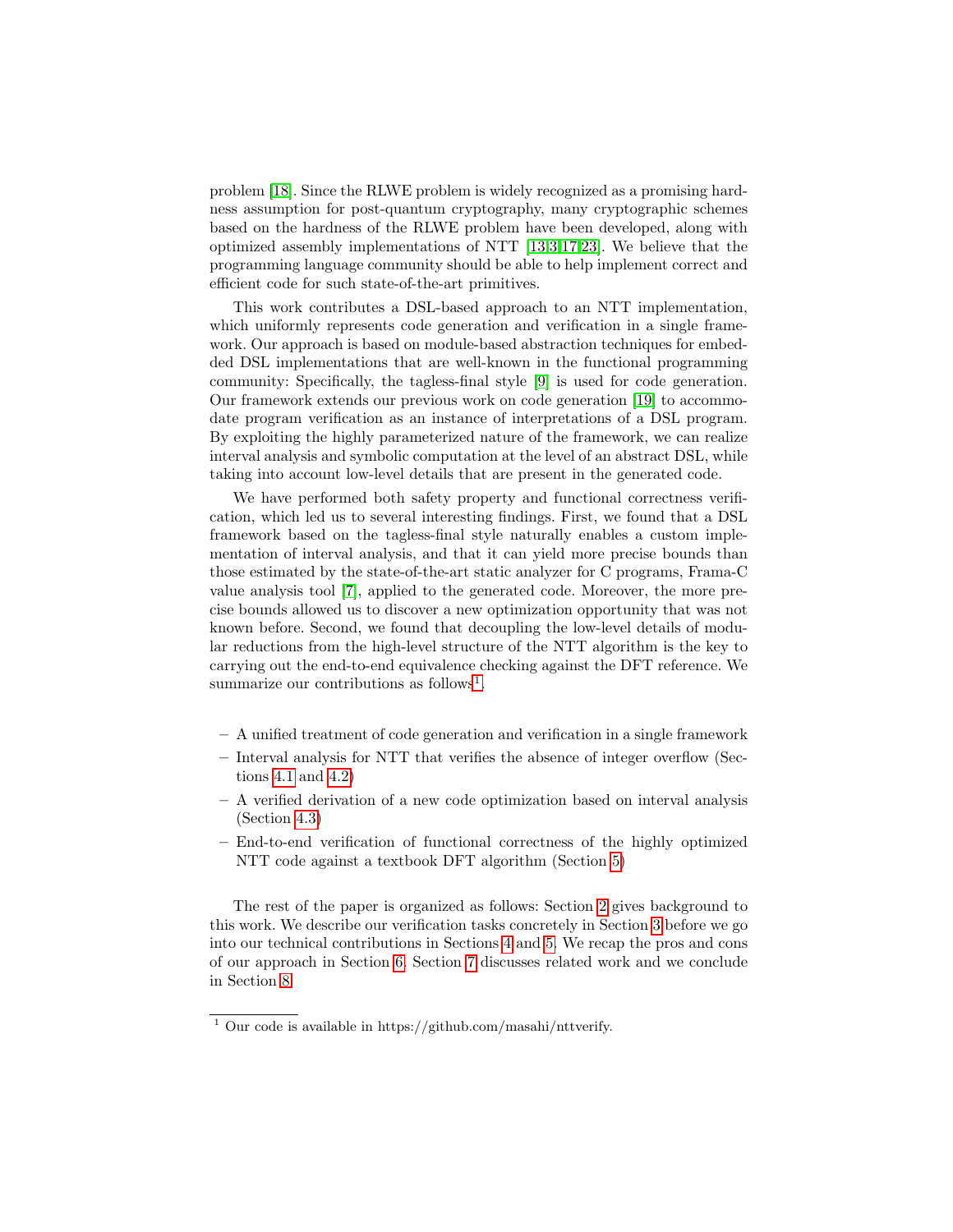problem [18]. Since the RLWE problem is widely recognized as a promising hardness assumption for post-quantum cryptography, many cryptographic schemes based on the hardness of the RLWE problem have been developed, along with optimized assembly implementations of NTT [13,3,17,23]. We believe that the programming language community should be able to help implement correct and efficient code for such state-of-the-art primitives.

This work contributes a DSL-based approach to an NTT implementation, which uniformly represents code generation and verification in a single framework. Our approach is based on module-based abstraction techniques for embedded DSL implementations that are well-known in the functional programming community: Specifically, the tagless-final style [9] is used for code generation. Our framework extends our previous work on code generation [19] to accommodate program verification as an instance of interpretations of a DSL program. By exploiting the highly parameterized nature of the framework, we can realize interval analysis and symbolic computation at the level of an abstract DSL, while taking into account low-level details that are present in the generated code.

We have performed both safety property and functional correctness verification, which led us to several interesting findings. First, we found that a DSL framework based on the tagless-final style naturally enables a custom implementation of interval analysis, and that it can yield more precise bounds than those estimated by the state-of-the-art static analyzer for C programs, Frama-C value analysis tool [7], applied to the generated code. Moreover, the more precise bounds allowed us to discover a new optimization opportunity that was not known before. Second, we found that decoupling the low-level details of modular reductions from the high-level structure of the NTT algorithm is the key to carrying out the end-to-end equivalence checking against the DFT reference. We summarize our contributions as follows[1].

- A unified treatment of code generation and verification in a single framework
- Interval analysis for NTT that verifies the absence of integer overflow (Sections 4.1 and 4.2)
- A verified derivation of a new code optimization based on interval analysis (Section 4.3)
- End-to-end verification of functional correctness of the highly optimized NTT code against a textbook DFT algorithm (Section 5)

The rest of the paper is organized as follows: Section 2 gives background to this work. We describe our verification tasks concretely in Section 3 before we go into our technical contributions in Sections 4 and 5. We recap the pros and cons of our approach in Section 6. Section 7 discusses related work and we conclude in Section 8.

[1] Our code is available in https://github.com/masahi/nttverify.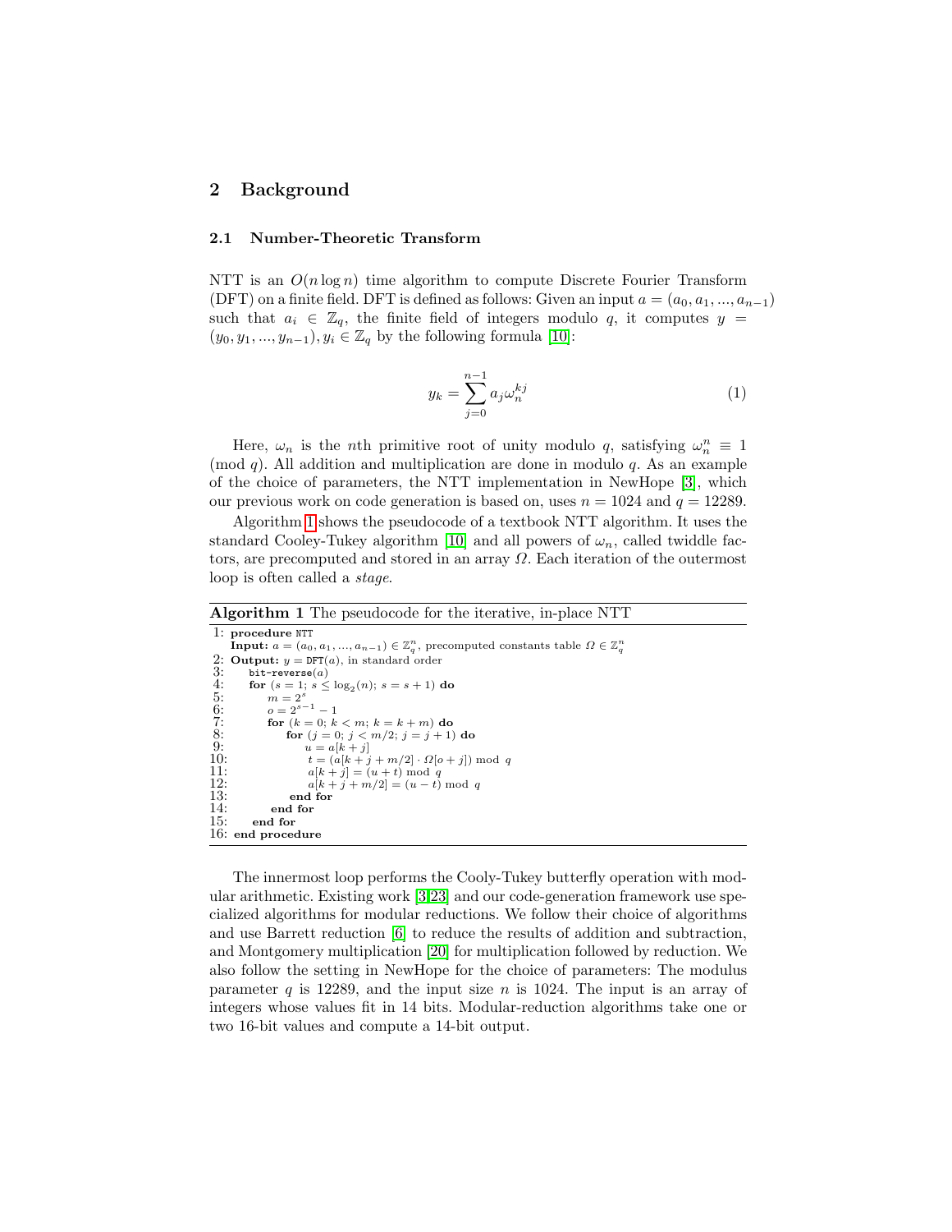## 2 Background

### 2.1 Number-Theoretic Transform

NTT is an $O(n \log n)$ time algorithm to compute Discrete Fourier Transform (DFT) on a finite field. DFT is defined as follows: Given an input $a = (a_0, a_1, ..., a_{n-1})$ such that $a_i \in \mathbb{Z}_q$, the finite field of integers modulo $q$, it computes $y = (y_0, y_1, ..., y_{n-1}), y_i \in \mathbb{Z}_q$ by the following formula [10]:

$$y_k = \sum_{j=0}^{n-1} a_j \omega_n^{kj} \tag{1}$$

Here, $\omega_n$ is the $n$th primitive root of unity modulo $q$, satisfying $\omega_n^n \equiv 1 \pmod{q}$. All addition and multiplication are done in modulo $q$. As an example of the choice of parameters, the NTT implementation in NewHope [3], which our previous work on code generation is based on, uses $n = 1024$ and $q = 12289$.

Algorithm 1 shows the pseudocode of a textbook NTT algorithm. It uses the standard Cooley-Tukey algorithm [10] and all powers of $\omega_n$, called twiddle factors, are precomputed and stored in an array $\Omega$. Each iteration of the outermost loop is often called a *stage*.

**Algorithm 1** The pseudocode for the iterative, in-place NTT

```
 1: procedure NTT
    Input: a = (a_0, a_1, ..., a_{n-1}) ∈ Z_q^n, precomputed constants table Ω ∈ Z_q^n
 2: Output: y = DFT(a), in standard order
 3:     bit-reverse(a)
 4:     for (s = 1; s ≤ log_2(n); s = s + 1) do
 5:         m = 2^s
 6:         o = 2^{s-1} − 1
 7:         for (k = 0; k < m; k = k + m) do
 8:             for (j = 0; j < m/2; j = j + 1) do
 9:                 u = a[k + j]
10:                 t = (a[k + j + m/2] · Ω[o + j]) mod q
11:                 a[k + j] = (u + t) mod q
12:                 a[k + j + m/2] = (u − t) mod q
13:             end for
14:         end for
15:     end for
16: end procedure
```

The innermost loop performs the Cooly-Tukey butterfly operation with modular arithmetic. Existing work [3,23] and our code-generation framework use specialized algorithms for modular reductions. We follow their choice of algorithms and use Barrett reduction [6] to reduce the results of addition and subtraction, and Montgomery multiplication [20] for multiplication followed by reduction. We also follow the setting in NewHope for the choice of parameters: The modulus parameter $q$ is 12289, and the input size $n$ is 1024. The input is an array of integers whose values fit in 14 bits. Modular-reduction algorithms take one or two 16-bit values and compute a 14-bit output.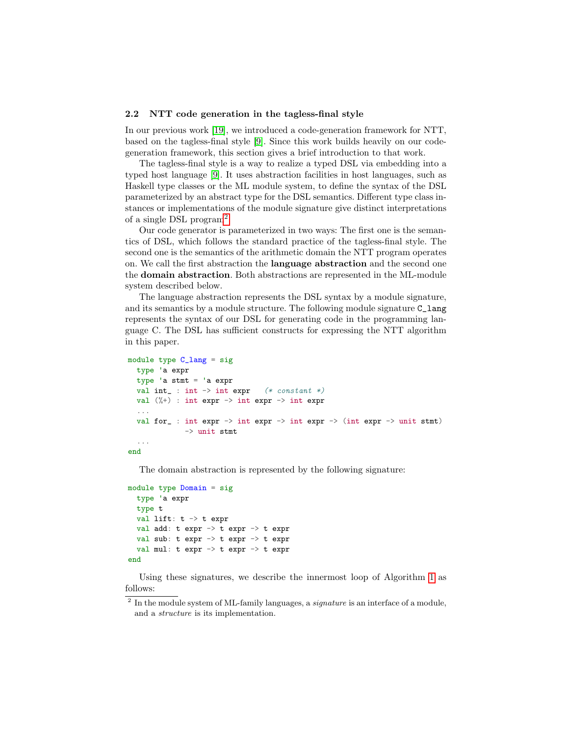### 2.2 NTT code generation in the tagless-final style

In our previous work [19], we introduced a code-generation framework for NTT, based on the tagless-final style [9]. Since this work builds heavily on our code-generation framework, this section gives a brief introduction to that work.

The tagless-final style is a way to realize a typed DSL via embedding into a typed host language [9]. It uses abstraction facilities in host languages, such as Haskell type classes or the ML module system, to define the syntax of the DSL parameterized by an abstract type for the DSL semantics. Different type class instances or implementations of the module signature give distinct interpretations of a single DSL program[2].

Our code generator is parameterized in two ways: The first one is the semantics of DSL, which follows the standard practice of the tagless-final style. The second one is the semantics of the arithmetic domain the NTT program operates on. We call the first abstraction the **language abstraction** and the second one the **domain abstraction**. Both abstractions are represented in the ML-module system described below.

The language abstraction represents the DSL syntax by a module signature, and its semantics by a module structure. The following module signature `C_lang` represents the syntax of our DSL for generating code in the programming language C. The DSL has sufficient constructs for expressing the NTT algorithm in this paper.

```
module type C_lang = sig
  type 'a expr
  type 'a stmt = 'a expr
  val int_ : int -> int expr    (* constant *)
  val (%+) : int expr -> int expr -> int expr
  ...
  val for_ : int expr -> int expr -> int expr -> (int expr -> unit stmt)
             -> unit stmt
  ...
end
```

The domain abstraction is represented by the following signature:

```
module type Domain = sig
  type 'a expr
  type t
  val lift: t -> t expr
  val add: t expr -> t expr -> t expr
  val sub: t expr -> t expr -> t expr
  val mul: t expr -> t expr -> t expr
end
```

Using these signatures, we describe the innermost loop of Algorithm 1 as follows:

[2] In the module system of ML-family languages, a *signature* is an interface of a module, and a *structure* is its implementation.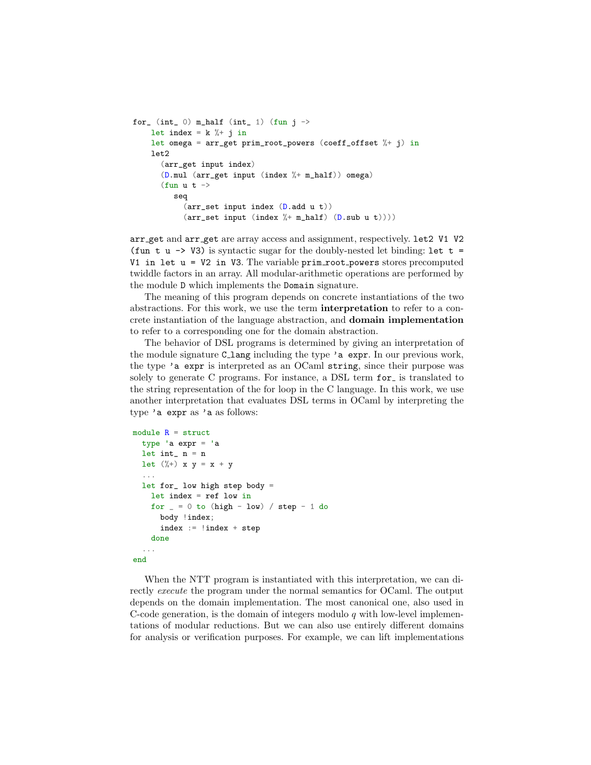```
for_ (int_ 0) m_half (int_ 1) (fun j ->
    let index = k %+ j in
    let omega = arr_get prim_root_powers (coeff_offset %+ j) in
    let2
      (arr_get input index)
      (D.mul (arr_get input (index %+ m_half)) omega)
      (fun u t ->
         seq
           (arr_set input index (D.add u t))
           (arr_set input (index %+ m_half) (D.sub u t))))
```

`arr_get` and `arr_get` are array access and assignment, respectively. `let2 V1 V2 (fun t u -> V3)` is syntactic sugar for the doubly-nested let binding: `let t = V1 in let u = V2 in V3`. The variable `prim_root_powers` stores precomputed twiddle factors in an array. All modular-arithmetic operations are performed by the module `D` which implements the `Domain` signature.

The meaning of this program depends on concrete instantiations of the two abstractions. For this work, we use the term **interpretation** to refer to a concrete instantiation of the language abstraction, and **domain implementation** to refer to a corresponding one for the domain abstraction.

The behavior of DSL programs is determined by giving an interpretation of the module signature `C_lang` including the type `'a expr`. In our previous work, the type `'a expr` is interpreted as an OCaml `string`, since their purpose was solely to generate C programs. For instance, a DSL term `for_` is translated to the string representation of the for loop in the C language. In this work, we use another interpretation that evaluates DSL terms in OCaml by interpreting the type `'a expr` as `'a` as follows:

```
module R = struct
  type 'a expr = 'a
  let int_ n = n
  let (%+) x y = x + y
  ...
  let for_ low high step body =
    let index = ref low in
    for _ = 0 to (high - low) / step - 1 do
      body !index;
      index := !index + step
    done
  ...
end
```

When the NTT program is instantiated with this interpretation, we can directly *execute* the program under the normal semantics for OCaml. The output depends on the domain implementation. The most canonical one, also used in C-code generation, is the domain of integers modulo $q$ with low-level implementations of modular reductions. But we can also use entirely different domains for analysis or verification purposes. For example, we can lift implementations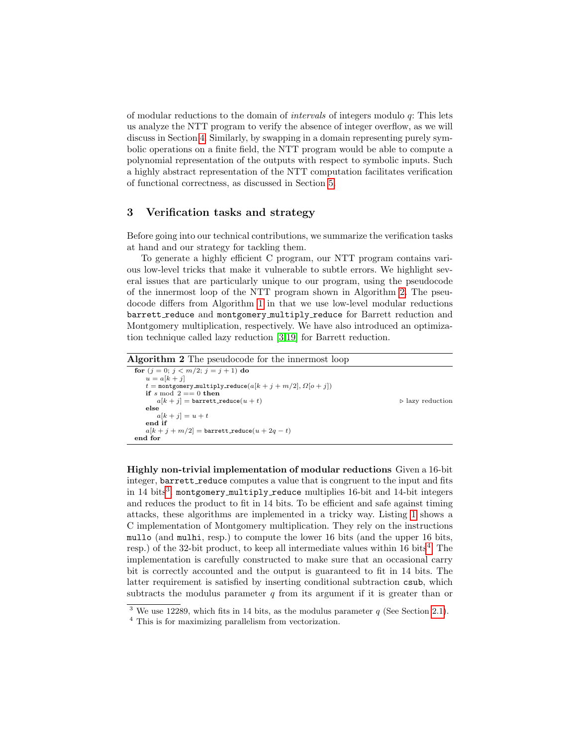of modular reductions to the domain of *intervals* of integers modulo $q$: This lets us analyze the NTT program to verify the absence of integer overflow, as we will discuss in Section 4. Similarly, by swapping in a domain representing purely symbolic operations on a finite field, the NTT program would be able to compute a polynomial representation of the outputs with respect to symbolic inputs. Such a highly abstract representation of the NTT computation facilitates verification of functional correctness, as discussed in Section 5.

## 3 Verification tasks and strategy

Before going into our technical contributions, we summarize the verification tasks at hand and our strategy for tackling them.

To generate a highly efficient C program, our NTT program contains various low-level tricks that make it vulnerable to subtle errors. We highlight several issues that are particularly unique to our program, using the pseudocode of the innermost loop of the NTT program shown in Algorithm 2. The pseudocode differs from Algorithm 1 in that we use low-level modular reductions `barrett_reduce` and `montgomery_multiply_reduce` for Barrett reduction and Montgomery multiplication, respectively. We have also introduced an optimization technique called lazy reduction [3,19] for Barrett reduction.

**Algorithm 2** The pseudocode for the innermost loop

```
for (j = 0; j < m/2; j = j + 1) do
    u = a[k + j]
    t = montgomery_multiply_reduce(a[k + j + m/2], Ω[o + j])
    if s mod 2 == 0 then
        a[k + j] = barrett_reduce(u + t)                    ▷ lazy reduction
    else
        a[k + j] = u + t
    end if
    a[k + j + m/2] = barrett_reduce(u + 2q − t)
end for
```

**Highly non-trivial implementation of modular reductions** Given a 16-bit integer, `barrett_reduce` computes a value that is congruent to the input and fits in 14 bits[3]. `montgomery_multiply_reduce` multiplies 16-bit and 14-bit integers and reduces the product to fit in 14 bits. To be efficient and safe against timing attacks, these algorithms are implemented in a tricky way. Listing 1 shows a C implementation of Montgomery multiplication. They rely on the instructions `mullo` (and `mulhi`, resp.) to compute the lower 16 bits (and the upper 16 bits, resp.) of the 32-bit product, to keep all intermediate values within 16 bits[4]. The implementation is carefully constructed to make sure that an occasional carry bit is correctly accounted and the output is guaranteed to fit in 14 bits. The latter requirement is satisfied by inserting conditional subtraction `csub`, which subtracts the modulus parameter $q$ from its argument if it is greater than or

[3] We use 12289, which fits in 14 bits, as the modulus parameter $q$ (See Section 2.1).

[4] This is for maximizing parallelism from vectorization.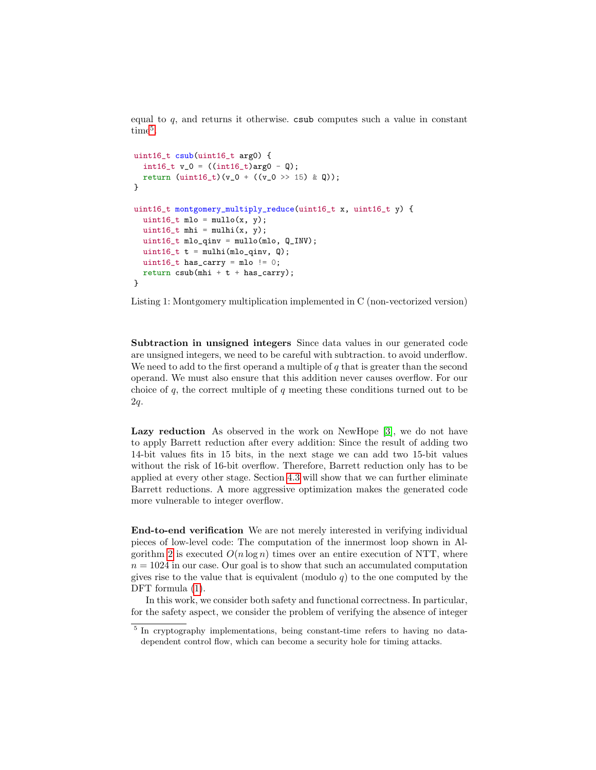equal to $q$, and returns it otherwise. `csub` computes such a value in constant time[5].

```c
uint16_t csub(uint16_t arg0) {
  int16_t v_0 = ((int16_t)arg0 - Q);
  return (uint16_t)(v_0 + ((v_0 >> 15) & Q));
}

uint16_t montgomery_multiply_reduce(uint16_t x, uint16_t y) {
  uint16_t mlo = mullo(x, y);
  uint16_t mhi = mulhi(x, y);
  uint16_t mlo_qinv = mullo(mlo, Q_INV);
  uint16_t t = mulhi(mlo_qinv, Q);
  uint16_t has_carry = mlo != 0;
  return csub(mhi + t + has_carry);
}
```

Listing 1: Montgomery multiplication implemented in C (non-vectorized version)

**Subtraction in unsigned integers** Since data values in our generated code are unsigned integers, we need to be careful with subtraction. to avoid underflow. We need to add to the first operand a multiple of $q$ that is greater than the second operand. We must also ensure that this addition never causes overflow. For our choice of $q$, the correct multiple of $q$ meeting these conditions turned out to be $2q$.

**Lazy reduction** As observed in the work on NewHope [3], we do not have to apply Barrett reduction after every addition: Since the result of adding two 14-bit values fits in 15 bits, in the next stage we can add two 15-bit values without the risk of 16-bit overflow. Therefore, Barrett reduction only has to be applied at every other stage. Section 4.3 will show that we can further eliminate Barrett reductions. A more aggressive optimization makes the generated code more vulnerable to integer overflow.

**End-to-end verification** We are not merely interested in verifying individual pieces of low-level code: The computation of the innermost loop shown in Algorithm 2 is executed $O(n \log n)$ times over an entire execution of NTT, where $n = 1024$ in our case. Our goal is to show that such an accumulated computation gives rise to the value that is equivalent (modulo $q$) to the one computed by the DFT formula (1).

In this work, we consider both safety and functional correctness. In particular, for the safety aspect, we consider the problem of verifying the absence of integer

[5] In cryptography implementations, being constant-time refers to having no data-dependent control flow, which can become a security hole for timing attacks.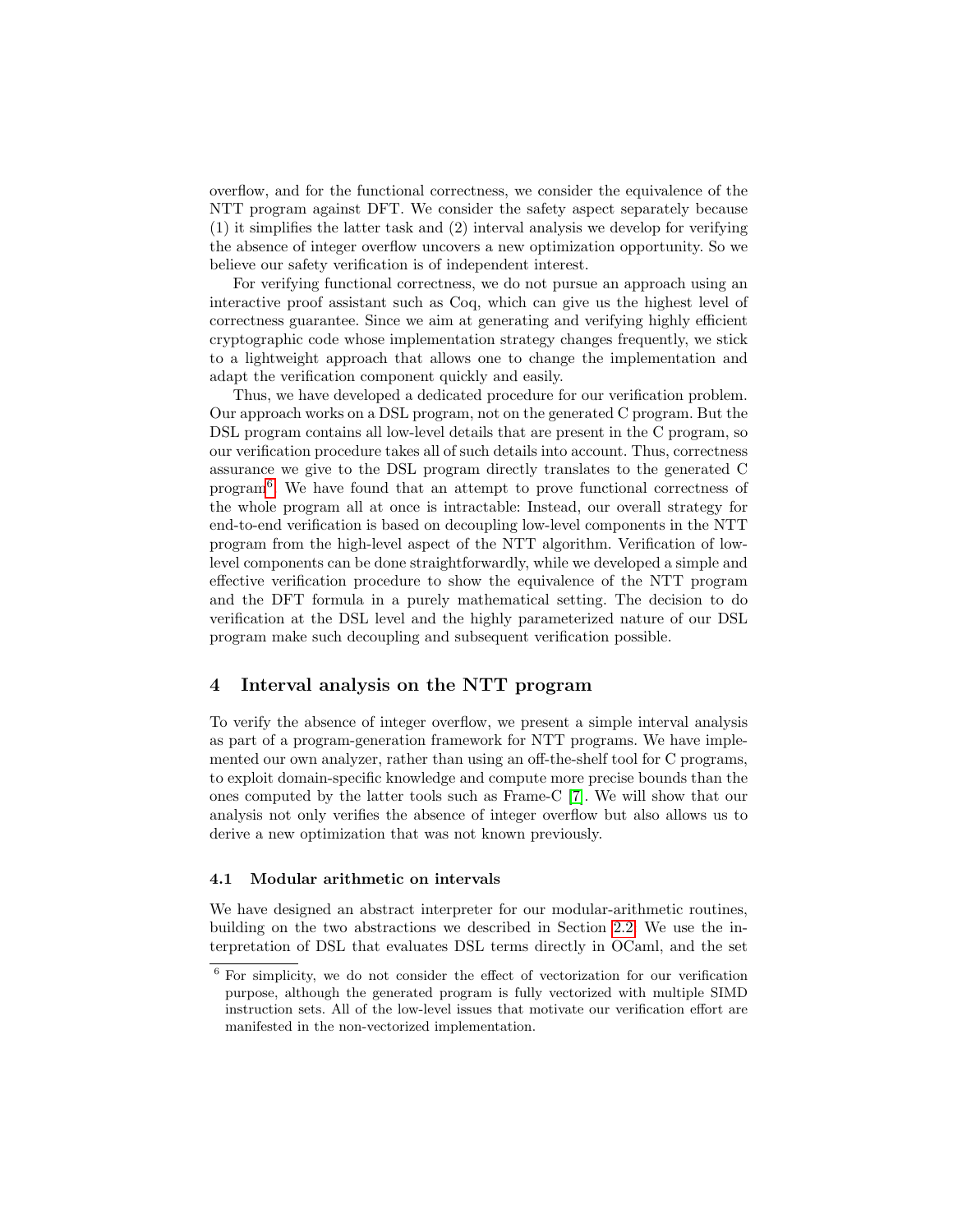overflow, and for the functional correctness, we consider the equivalence of the NTT program against DFT. We consider the safety aspect separately because (1) it simplifies the latter task and (2) interval analysis we develop for verifying the absence of integer overflow uncovers a new optimization opportunity. So we believe our safety verification is of independent interest.

For verifying functional correctness, we do not pursue an approach using an interactive proof assistant such as Coq, which can give us the highest level of correctness guarantee. Since we aim at generating and verifying highly efficient cryptographic code whose implementation strategy changes frequently, we stick to a lightweight approach that allows one to change the implementation and adapt the verification component quickly and easily.

Thus, we have developed a dedicated procedure for our verification problem. Our approach works on a DSL program, not on the generated C program. But the DSL program contains all low-level details that are present in the C program, so our verification procedure takes all of such details into account. Thus, correctness assurance we give to the DSL program directly translates to the generated C program[6]. We have found that an attempt to prove functional correctness of the whole program all at once is intractable: Instead, our overall strategy for end-to-end verification is based on decoupling low-level components in the NTT program from the high-level aspect of the NTT algorithm. Verification of low-level components can be done straightforwardly, while we developed a simple and effective verification procedure to show the equivalence of the NTT program and the DFT formula in a purely mathematical setting. The decision to do verification at the DSL level and the highly parameterized nature of our DSL program make such decoupling and subsequent verification possible.

## 4 Interval analysis on the NTT program

To verify the absence of integer overflow, we present a simple interval analysis as part of a program-generation framework for NTT programs. We have implemented our own analyzer, rather than using an off-the-shelf tool for C programs, to exploit domain-specific knowledge and compute more precise bounds than the ones computed by the latter tools such as Frame-C [7]. We will show that our analysis not only verifies the absence of integer overflow but also allows us to derive a new optimization that was not known previously.

### 4.1 Modular arithmetic on intervals

We have designed an abstract interpreter for our modular-arithmetic routines, building on the two abstractions we described in Section 2.2. We use the interpretation of DSL that evaluates DSL terms directly in OCaml, and the set

[6] For simplicity, we do not consider the effect of vectorization for our verification purpose, although the generated program is fully vectorized with multiple SIMD instruction sets. All of the low-level issues that motivate our verification effort are manifested in the non-vectorized implementation.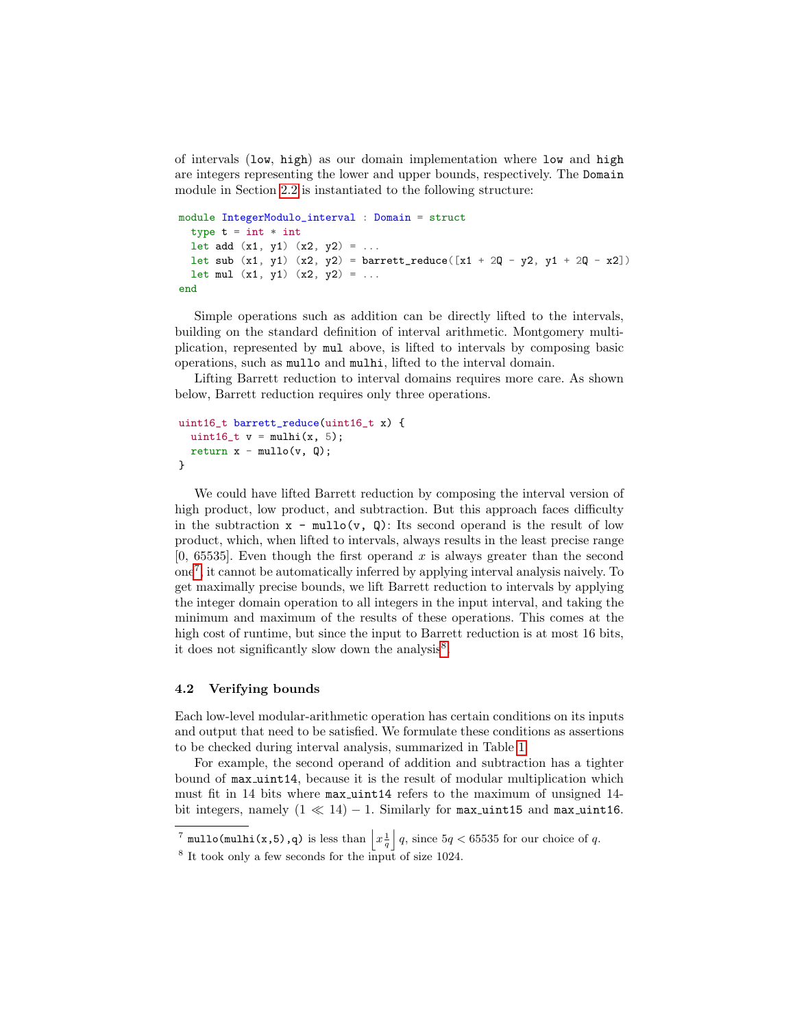of intervals (low, high) as our domain implementation where low and high are integers representing the lower and upper bounds, respectively. The Domain module in Section 2.2 is instantiated to the following structure:

```
module IntegerModulo_interval : Domain = struct
  type t = int * int
  let add (x1, y1) (x2, y2) = ...
  let sub (x1, y1) (x2, y2) = barrett_reduce([x1 + 2Q - y2, y1 + 2Q - x2])
  let mul (x1, y1) (x2, y2) = ...
end
```

Simple operations such as addition can be directly lifted to the intervals, building on the standard definition of interval arithmetic. Montgomery multiplication, represented by mul above, is lifted to intervals by composing basic operations, such as mullo and mulhi, lifted to the interval domain.

Lifting Barrett reduction to interval domains requires more care. As shown below, Barrett reduction requires only three operations.

```
uint16_t barrett_reduce(uint16_t x) {
  uint16_t v = mulhi(x, 5);
  return x - mullo(v, Q);
}
```

We could have lifted Barrett reduction by composing the interval version of high product, low product, and subtraction. But this approach faces difficulty in the subtraction x - mullo(v, Q): Its second operand is the result of low product, which, when lifted to intervals, always results in the least precise range [0, 65535]. Even though the first operand $x$ is always greater than the second one[7], it cannot be automatically inferred by applying interval analysis naively. To get maximally precise bounds, we lift Barrett reduction to intervals by applying the integer domain operation to all integers in the input interval, and taking the minimum and maximum of the results of these operations. This comes at the high cost of runtime, but since the input to Barrett reduction is at most 16 bits, it does not significantly slow down the analysis[8].

### 4.2 Verifying bounds

Each low-level modular-arithmetic operation has certain conditions on its inputs and output that need to be satisfied. We formulate these conditions as assertions to be checked during interval analysis, summarized in Table 1.

For example, the second operand of addition and subtraction has a tighter bound of max_uint14, because it is the result of modular multiplication which must fit in 14 bits where max_uint14 refers to the maximum of unsigned 14-bit integers, namely $(1 \ll 14) - 1$. Similarly for max_uint15 and max_uint16.

---

[7] mullo(mulhi(x,5),q) is less than $\left\lfloor x \frac{1}{q} \right\rfloor q$, since $5q < 65535$ for our choice of $q$.

[8] It took only a few seconds for the input of size 1024.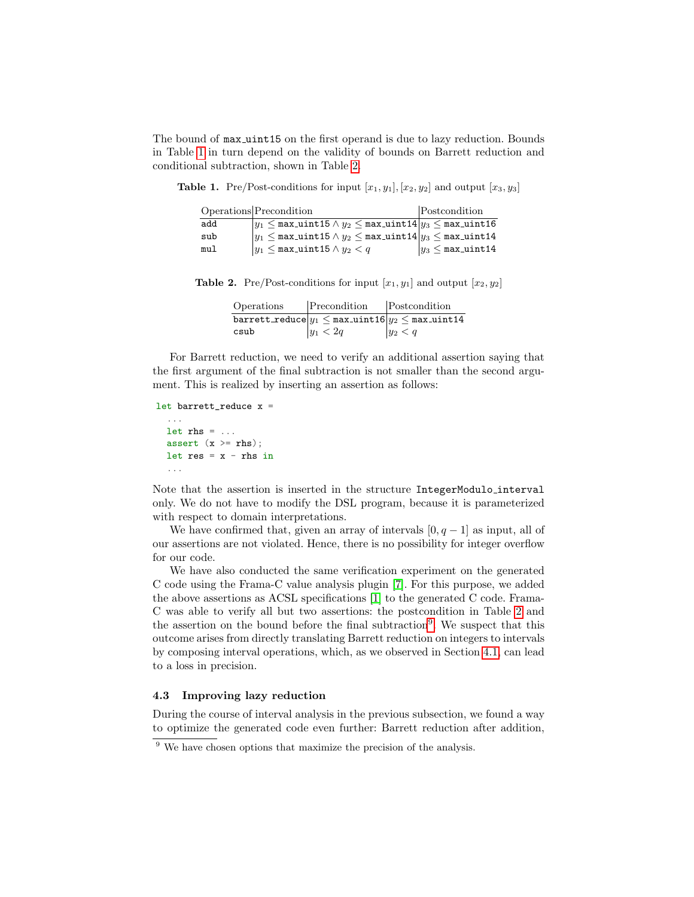The bound of `max_uint15` on the first operand is due to lazy reduction. Bounds in Table 1 in turn depend on the validity of bounds on Barrett reduction and conditional subtraction, shown in Table 2.

**Table 1.** Pre/Post-conditions for input $[x_1, y_1], [x_2, y_2]$ and output $[x_3, y_3]$

| Operations | Precondition | Postcondition |
|---|---|---|
| `add` | $y_1 \leq$ `max_uint15` $\wedge\, y_2 \leq$ `max_uint14` | $y_3 \leq$ `max_uint16` |
| `sub` | $y_1 \leq$ `max_uint15` $\wedge\, y_2 \leq$ `max_uint14` | $y_3 \leq$ `max_uint14` |
| `mul` | $y_1 \leq$ `max_uint15` $\wedge\, y_2 < q$ | $y_3 \leq$ `max_uint14` |

**Table 2.** Pre/Post-conditions for input $[x_1, y_1]$ and output $[x_2, y_2]$

| Operations | Precondition | Postcondition |
|---|---|---|
| `barrett_reduce` | $y_1 \leq$ `max_uint16` | $y_2 \leq$ `max_uint14` |
| `csub` | $y_1 < 2q$ | $y_2 < q$ |

For Barrett reduction, we need to verify an additional assertion saying that the first argument of the final subtraction is not smaller than the second argument. This is realized by inserting an assertion as follows:

```
let barrett_reduce x =
  ...
  let rhs = ...
  assert (x >= rhs);
  let res = x - rhs in
  ...
```

Note that the assertion is inserted in the structure `IntegerModulo_interval` only. We do not have to modify the DSL program, because it is parameterized with respect to domain interpretations.

We have confirmed that, given an array of intervals $[0, q-1]$ as input, all of our assertions are not violated. Hence, there is no possibility for integer overflow for our code.

We have also conducted the same verification experiment on the generated C code using the Frama-C value analysis plugin [7]. For this purpose, we added the above assertions as ACSL specifications [1] to the generated C code. Frama-C was able to verify all but two assertions: the postcondition in Table 2 and the assertion on the bound before the final subtraction[9]. We suspect that this outcome arises from directly translating Barrett reduction on integers to intervals by composing interval operations, which, as we observed in Section 4.1, can lead to a loss in precision.

### 4.3 Improving lazy reduction

During the course of interval analysis in the previous subsection, we found a way to optimize the generated code even further: Barrett reduction after addition,

[9] We have chosen options that maximize the precision of the analysis.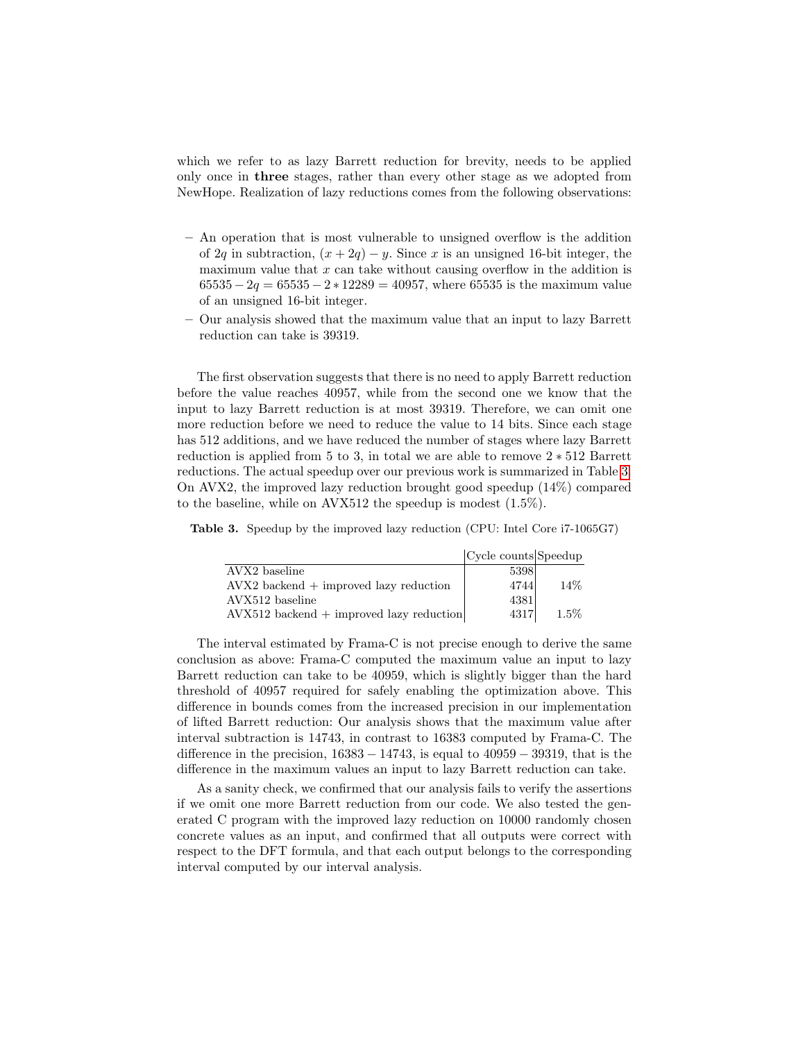which we refer to as lazy Barrett reduction for brevity, needs to be applied only once in **three** stages, rather than every other stage as we adopted from NewHope. Realization of lazy reductions comes from the following observations:

- An operation that is most vulnerable to unsigned overflow is the addition of $2q$ in subtraction, $(x + 2q) - y$. Since $x$ is an unsigned 16-bit integer, the maximum value that $x$ can take without causing overflow in the addition is $65535 - 2q = 65535 - 2 * 12289 = 40957$, where 65535 is the maximum value of an unsigned 16-bit integer.
- Our analysis showed that the maximum value that an input to lazy Barrett reduction can take is 39319.

The first observation suggests that there is no need to apply Barrett reduction before the value reaches 40957, while from the second one we know that the input to lazy Barrett reduction is at most 39319. Therefore, we can omit one more reduction before we need to reduce the value to 14 bits. Since each stage has 512 additions, and we have reduced the number of stages where lazy Barrett reduction is applied from 5 to 3, in total we are able to remove $2 * 512$ Barrett reductions. The actual speedup over our previous work is summarized in Table 3. On AVX2, the improved lazy reduction brought good speedup (14%) compared to the baseline, while on AVX512 the speedup is modest (1.5%).

**Table 3.** Speedup by the improved lazy reduction (CPU: Intel Core i7-1065G7)

| | Cycle counts | Speedup |
|---|---|---|
| AVX2 baseline | 5398 | |
| AVX2 backend + improved lazy reduction | 4744 | 14% |
| AVX512 baseline | 4381 | |
| AVX512 backend + improved lazy reduction | 4317 | 1.5% |

The interval estimated by Frama-C is not precise enough to derive the same conclusion as above: Frama-C computed the maximum value an input to lazy Barrett reduction can take to be 40959, which is slightly bigger than the hard threshold of 40957 required for safely enabling the optimization above. This difference in bounds comes from the increased precision in our implementation of lifted Barrett reduction: Our analysis shows that the maximum value after interval subtraction is 14743, in contrast to 16383 computed by Frama-C. The difference in the precision, $16383 - 14743$, is equal to $40959 - 39319$, that is the difference in the maximum values an input to lazy Barrett reduction can take.

As a sanity check, we confirmed that our analysis fails to verify the assertions if we omit one more Barrett reduction from our code. We also tested the generated C program with the improved lazy reduction on 10000 randomly chosen concrete values as an input, and confirmed that all outputs were correct with respect to the DFT formula, and that each output belongs to the corresponding interval computed by our interval analysis.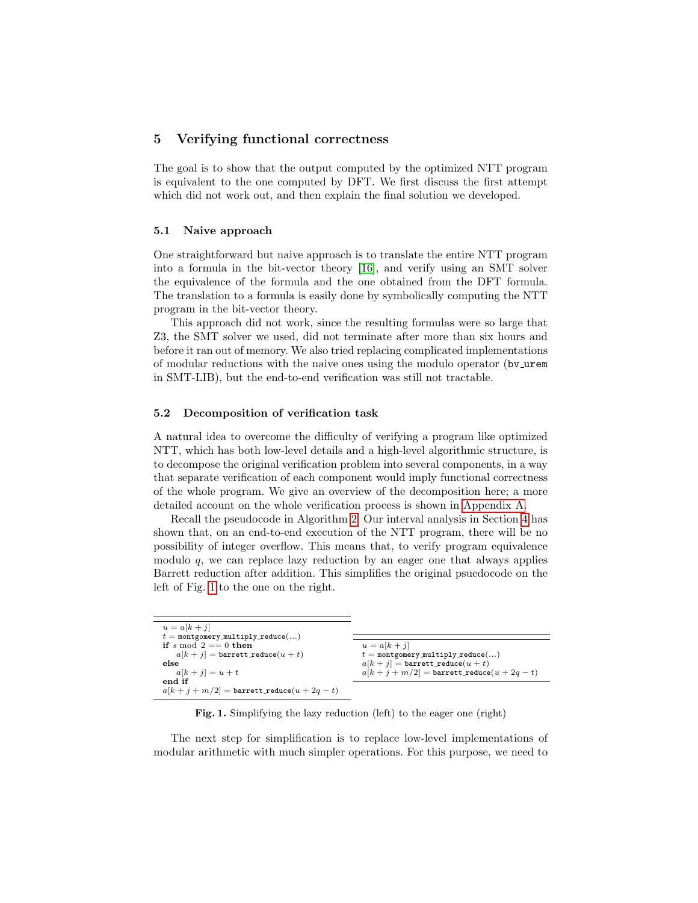## 5 Verifying functional correctness

The goal is to show that the output computed by the optimized NTT program is equivalent to the one computed by DFT. We first discuss the first attempt which did not work out, and then explain the final solution we developed.

### 5.1 Naive approach

One straightforward but naive approach is to translate the entire NTT program into a formula in the bit-vector theory [16], and verify using an SMT solver the equivalence of the formula and the one obtained from the DFT formula. The translation to a formula is easily done by symbolically computing the NTT program in the bit-vector theory.

This approach did not work, since the resulting formulas were so large that Z3, the SMT solver we used, did not terminate after more than six hours and before it ran out of memory. We also tried replacing complicated implementations of modular reductions with the naive ones using the modulo operator (`bv_urem` in SMT-LIB), but the end-to-end verification was still not tractable.

### 5.2 Decomposition of verification task

A natural idea to overcome the difficulty of verifying a program like optimized NTT, which has both low-level details and a high-level algorithmic structure, is to decompose the original verification problem into several components, in a way that separate verification of each component would imply functional correctness of the whole program. We give an overview of the decomposition here; a more detailed account on the whole verification process is shown in Appendix A.

Recall the pseudocode in Algorithm 2. Our interval analysis in Section 4 has shown that, on an end-to-end execution of the NTT program, there will be no possibility of integer overflow. This means that, to verify program equivalence modulo $q$, we can replace lazy reduction by an eager one that always applies Barrett reduction after addition. This simplifies the original psuedocode on the left of Fig. 1 to the one on the right.

```
u = a[k + j]
t = montgomery_multiply_reduce(...)
if s mod 2 == 0 then
    a[k + j] = barrett_reduce(u + t)
else
    a[k + j] = u + t
end if
a[k + j + m/2] = barrett_reduce(u + 2q − t)
```

```
u = a[k + j]
t = montgomery_multiply_reduce(...)
a[k + j] = barrett_reduce(u + t)
a[k + j + m/2] = barrett_reduce(u + 2q − t)
```

**Fig. 1.** Simplifying the lazy reduction (left) to the eager one (right)

The next step for simplification is to replace low-level implementations of modular arithmetic with much simpler operations. For this purpose, we need to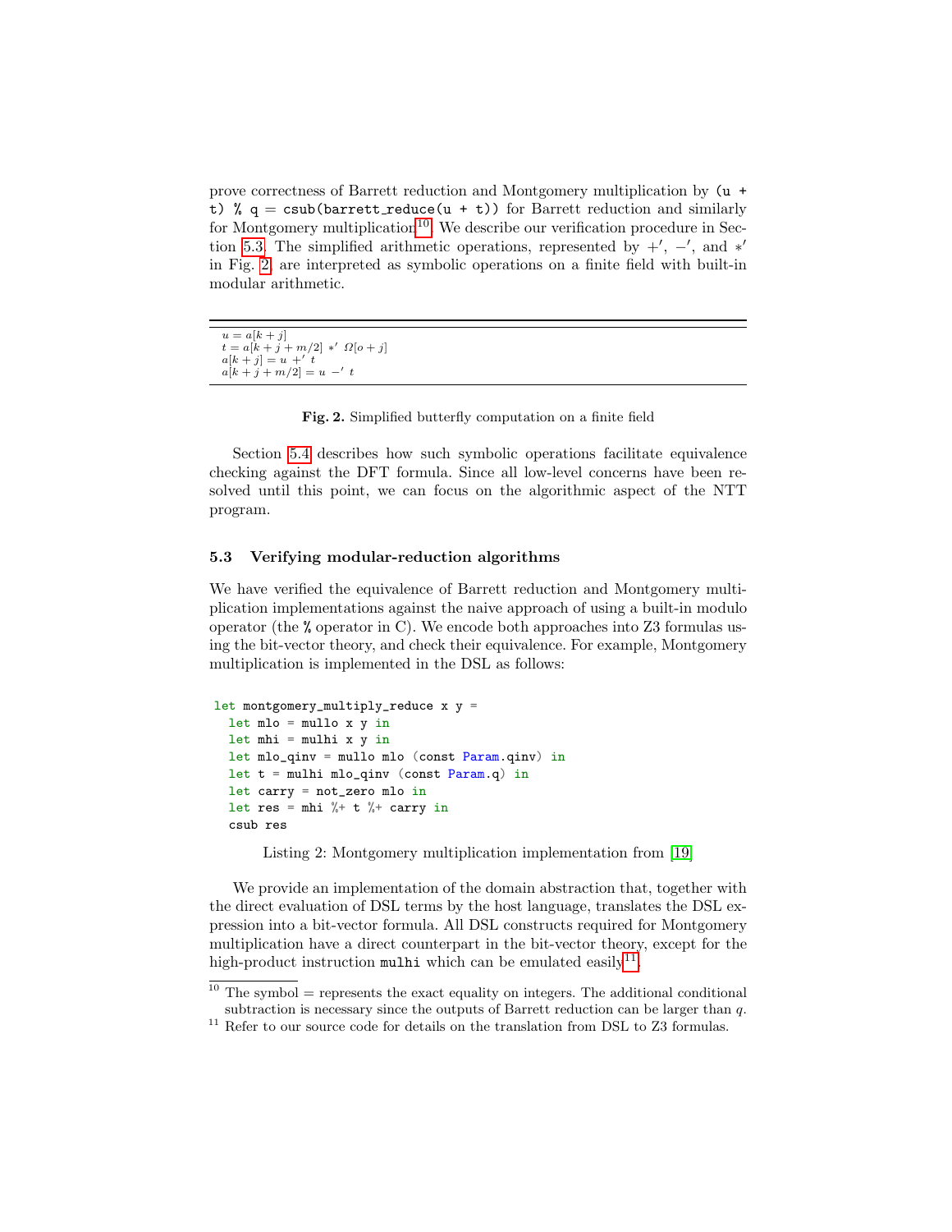prove correctness of Barrett reduction and Montgomery multiplication by `(u + t) % q = csub(barrett_reduce(u + t))` for Barrett reduction and similarly for Montgomery multiplication[10]. We describe our verification procedure in Section 5.3. The simplified arithmetic operations, represented by $+'$, $-'$, and $*'$ in Fig. 2, are interpreted as symbolic operations on a finite field with built-in modular arithmetic.

$$
\begin{aligned}
&u = a[k+j] \\
&t = a[k+j+m/2] \ *' \ \Omega[o+j] \\
&a[k+j] = u \ +' \ t \\
&a[k+j+m/2] = u \ -' \ t
\end{aligned}
$$

**Fig. 2.** Simplified butterfly computation on a finite field

Section 5.4 describes how such symbolic operations facilitate equivalence checking against the DFT formula. Since all low-level concerns have been resolved until this point, we can focus on the algorithmic aspect of the NTT program.

### 5.3 Verifying modular-reduction algorithms

We have verified the equivalence of Barrett reduction and Montgomery multiplication implementations against the naive approach of using a built-in modulo operator (the `%` operator in C). We encode both approaches into Z3 formulas using the bit-vector theory, and check their equivalence. For example, Montgomery multiplication is implemented in the DSL as follows:

```
let montgomery_multiply_reduce x y =
  let mlo = mullo x y in
  let mhi = mulhi x y in
  let mlo_qinv = mullo mlo (const Param.qinv) in
  let t = mulhi mlo_qinv (const Param.q) in
  let carry = not_zero mlo in
  let res = mhi %+ t %+ carry in
  csub res
```

Listing 2: Montgomery multiplication implementation from [19]

We provide an implementation of the domain abstraction that, together with the direct evaluation of DSL terms by the host language, translates the DSL expression into a bit-vector formula. All DSL constructs required for Montgomery multiplication have a direct counterpart in the bit-vector theory, except for the high-product instruction `mulhi` which can be emulated easily[11].

[10] The symbol = represents the exact equality on integers. The additional conditional subtraction is necessary since the outputs of Barrett reduction can be larger than $q$.

[11] Refer to our source code for details on the translation from DSL to Z3 formulas.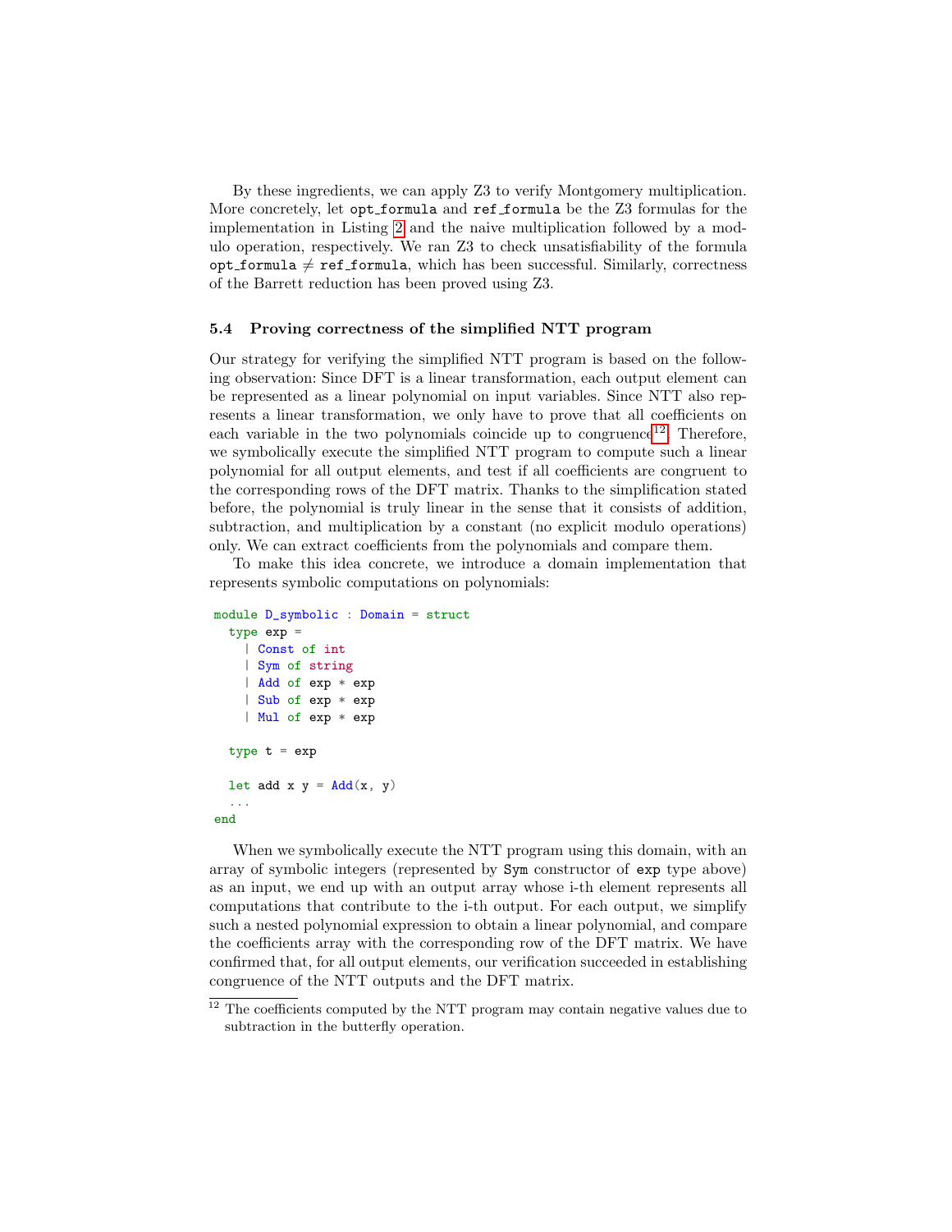By these ingredients, we can apply Z3 to verify Montgomery multiplication. More concretely, let `opt_formula` and `ref_formula` be the Z3 formulas for the implementation in Listing 2 and the naive multiplication followed by a modulo operation, respectively. We ran Z3 to check unsatisfiability of the formula `opt_formula` $\neq$ `ref_formula`, which has been successful. Similarly, correctness of the Barrett reduction has been proved using Z3.

### 5.4 Proving correctness of the simplified NTT program

Our strategy for verifying the simplified NTT program is based on the following observation: Since DFT is a linear transformation, each output element can be represented as a linear polynomial on input variables. Since NTT also represents a linear transformation, we only have to prove that all coefficients on each variable in the two polynomials coincide up to congruence[12]. Therefore, we symbolically execute the simplified NTT program to compute such a linear polynomial for all output elements, and test if all coefficients are congruent to the corresponding rows of the DFT matrix. Thanks to the simplification stated before, the polynomial is truly linear in the sense that it consists of addition, subtraction, and multiplication by a constant (no explicit modulo operations) only. We can extract coefficients from the polynomials and compare them.

To make this idea concrete, we introduce a domain implementation that represents symbolic computations on polynomials:

```
module D_symbolic : Domain = struct
  type exp =
    | Const of int
    | Sym of string
    | Add of exp * exp
    | Sub of exp * exp
    | Mul of exp * exp

  type t = exp

  let add x y = Add(x, y)
  ...
end
```

When we symbolically execute the NTT program using this domain, with an array of symbolic integers (represented by `Sym` constructor of `exp` type above) as an input, we end up with an output array whose i-th element represents all computations that contribute to the i-th output. For each output, we simplify such a nested polynomial expression to obtain a linear polynomial, and compare the coefficients array with the corresponding row of the DFT matrix. We have confirmed that, for all output elements, our verification succeeded in establishing congruence of the NTT outputs and the DFT matrix.

[12] The coefficients computed by the NTT program may contain negative values due to subtraction in the butterfly operation.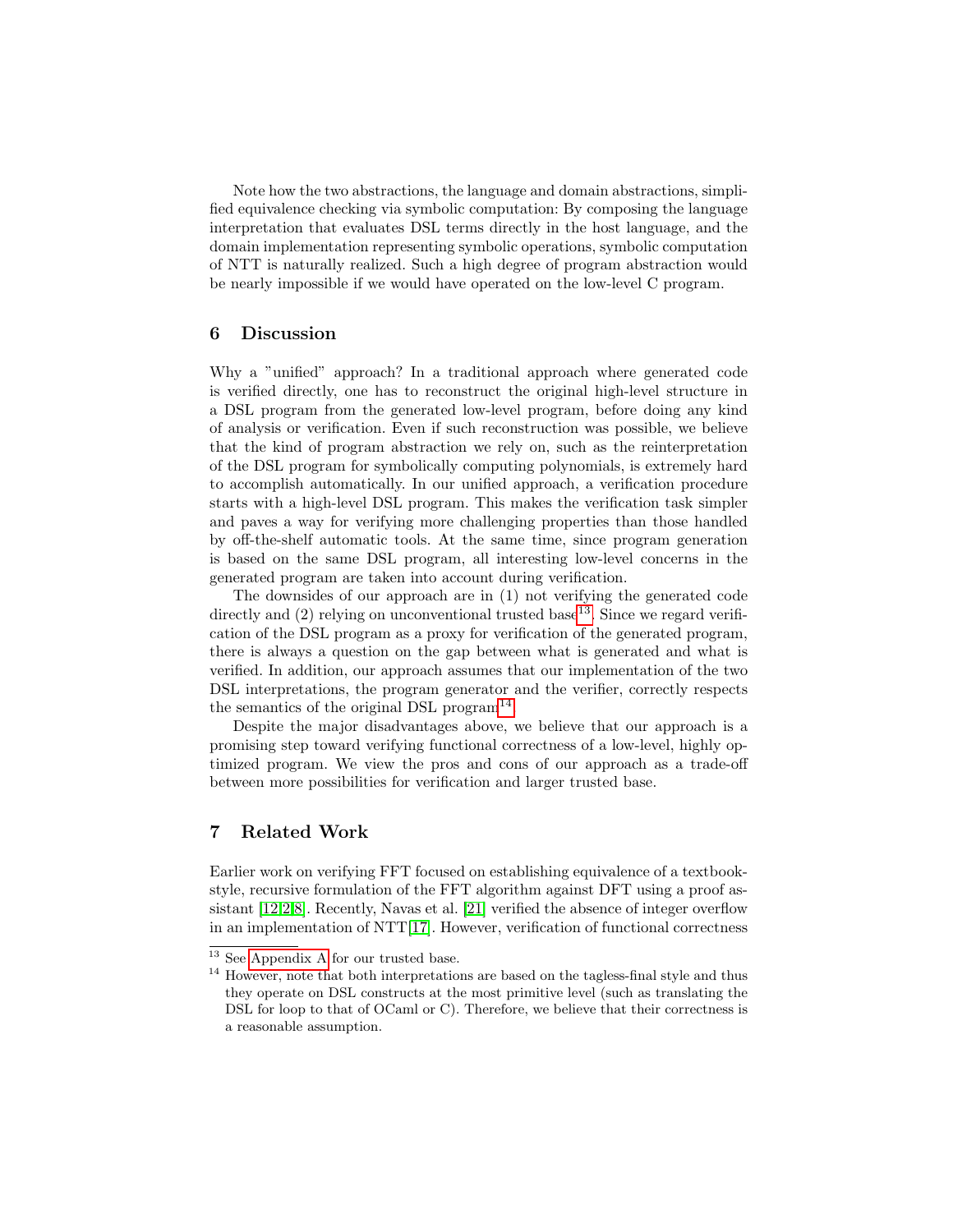Note how the two abstractions, the language and domain abstractions, simplified equivalence checking via symbolic computation: By composing the language interpretation that evaluates DSL terms directly in the host language, and the domain implementation representing symbolic operations, symbolic computation of NTT is naturally realized. Such a high degree of program abstraction would be nearly impossible if we would have operated on the low-level C program.

## 6 Discussion

Why a "unified" approach? In a traditional approach where generated code is verified directly, one has to reconstruct the original high-level structure in a DSL program from the generated low-level program, before doing any kind of analysis or verification. Even if such reconstruction was possible, we believe that the kind of program abstraction we rely on, such as the reinterpretation of the DSL program for symbolically computing polynomials, is extremely hard to accomplish automatically. In our unified approach, a verification procedure starts with a high-level DSL program. This makes the verification task simpler and paves a way for verifying more challenging properties than those handled by off-the-shelf automatic tools. At the same time, since program generation is based on the same DSL program, all interesting low-level concerns in the generated program are taken into account during verification.

The downsides of our approach are in (1) not verifying the generated code directly and (2) relying on unconventional trusted base[13]. Since we regard verification of the DSL program as a proxy for verification of the generated program, there is always a question on the gap between what is generated and what is verified. In addition, our approach assumes that our implementation of the two DSL interpretations, the program generator and the verifier, correctly respects the semantics of the original DSL program[14].

Despite the major disadvantages above, we believe that our approach is a promising step toward verifying functional correctness of a low-level, highly optimized program. We view the pros and cons of our approach as a trade-off between more possibilities for verification and larger trusted base.

## 7 Related Work

Earlier work on verifying FFT focused on establishing equivalence of a textbook-style, recursive formulation of the FFT algorithm against DFT using a proof assistant [12,2,8]. Recently, Navas et al. [21] verified the absence of integer overflow in an implementation of NTT[17]. However, verification of functional correctness

---

[13] See Appendix A for our trusted base.

[14] However, note that both interpretations are based on the tagless-final style and thus they operate on DSL constructs at the most primitive level (such as translating the DSL for loop to that of OCaml or C). Therefore, we believe that their correctness is a reasonable assumption.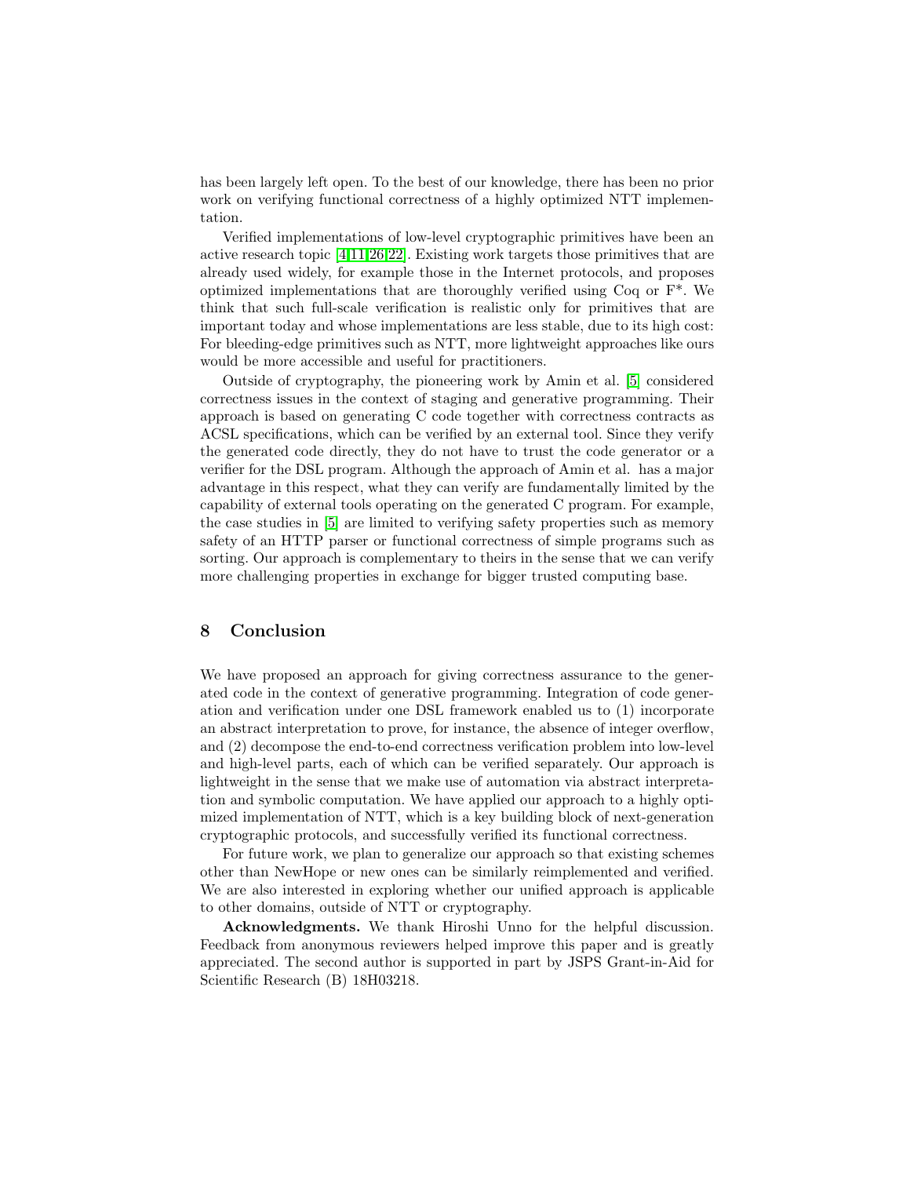has been largely left open. To the best of our knowledge, there has been no prior work on verifying functional correctness of a highly optimized NTT implementation.

Verified implementations of low-level cryptographic primitives have been an active research topic [4,11,26,22]. Existing work targets those primitives that are already used widely, for example those in the Internet protocols, and proposes optimized implementations that are thoroughly verified using Coq or F*. We think that such full-scale verification is realistic only for primitives that are important today and whose implementations are less stable, due to its high cost: For bleeding-edge primitives such as NTT, more lightweight approaches like ours would be more accessible and useful for practitioners.

Outside of cryptography, the pioneering work by Amin et al. [5] considered correctness issues in the context of staging and generative programming. Their approach is based on generating C code together with correctness contracts as ACSL specifications, which can be verified by an external tool. Since they verify the generated code directly, they do not have to trust the code generator or a verifier for the DSL program. Although the approach of Amin et al. has a major advantage in this respect, what they can verify are fundamentally limited by the capability of external tools operating on the generated C program. For example, the case studies in [5] are limited to verifying safety properties such as memory safety of an HTTP parser or functional correctness of simple programs such as sorting. Our approach is complementary to theirs in the sense that we can verify more challenging properties in exchange for bigger trusted computing base.

## 8 Conclusion

We have proposed an approach for giving correctness assurance to the generated code in the context of generative programming. Integration of code generation and verification under one DSL framework enabled us to (1) incorporate an abstract interpretation to prove, for instance, the absence of integer overflow, and (2) decompose the end-to-end correctness verification problem into low-level and high-level parts, each of which can be verified separately. Our approach is lightweight in the sense that we make use of automation via abstract interpretation and symbolic computation. We have applied our approach to a highly optimized implementation of NTT, which is a key building block of next-generation cryptographic protocols, and successfully verified its functional correctness.

For future work, we plan to generalize our approach so that existing schemes other than NewHope or new ones can be similarly reimplemented and verified. We are also interested in exploring whether our unified approach is applicable to other domains, outside of NTT or cryptography.

**Acknowledgments.** We thank Hiroshi Unno for the helpful discussion. Feedback from anonymous reviewers helped improve this paper and is greatly appreciated. The second author is supported in part by JSPS Grant-in-Aid for Scientific Research (B) 18H03218.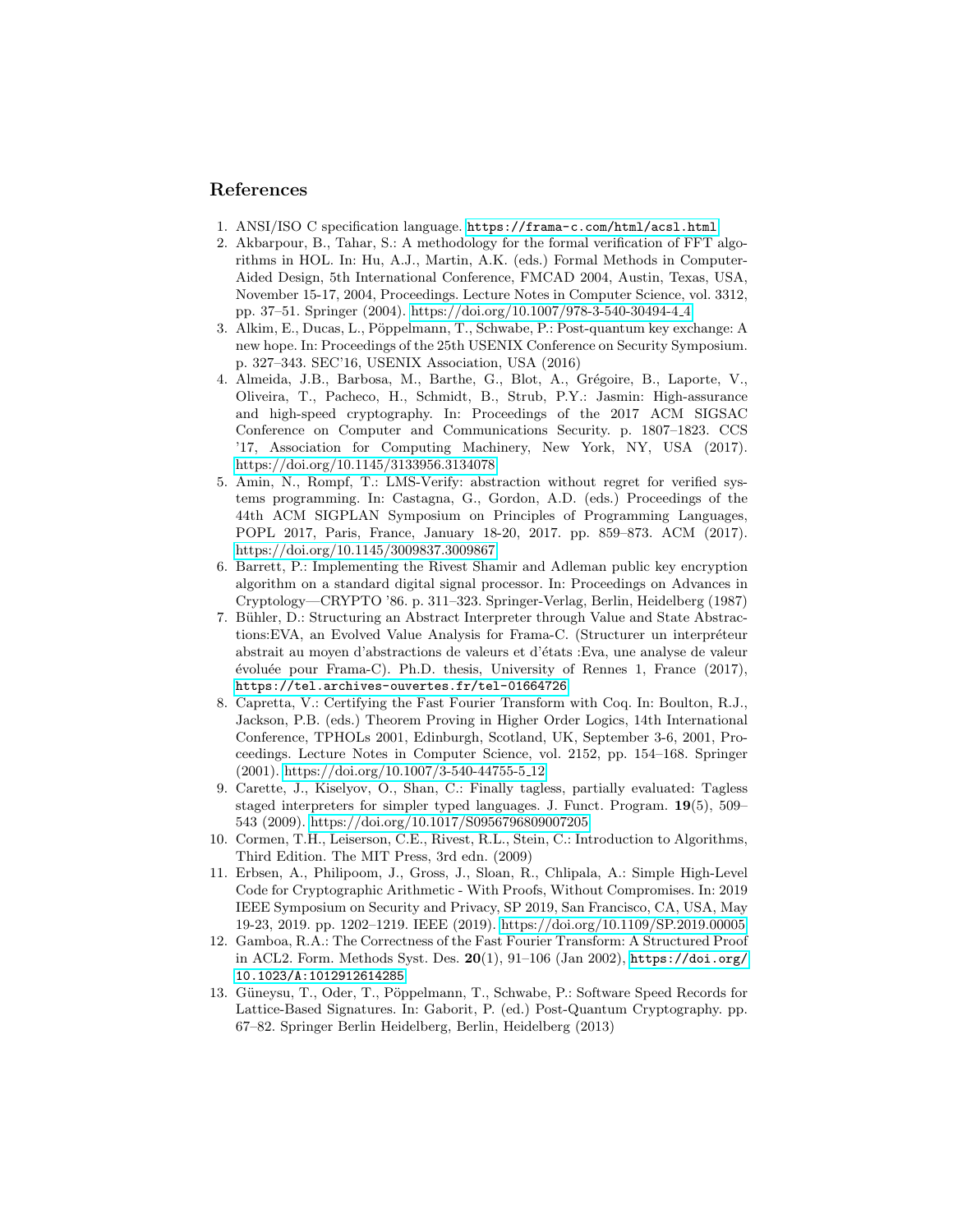## References

1. ANSI/ISO C specification language. https://frama-c.com/html/acsl.html
2. Akbarpour, B., Tahar, S.: A methodology for the formal verification of FFT algorithms in HOL. In: Hu, A.J., Martin, A.K. (eds.) Formal Methods in Computer-Aided Design, 5th International Conference, FMCAD 2004, Austin, Texas, USA, November 15-17, 2004, Proceedings. Lecture Notes in Computer Science, vol. 3312, pp. 37–51. Springer (2004). https://doi.org/10.1007/978-3-540-30494-4_4
3. Alkim, E., Ducas, L., Pöppelmann, T., Schwabe, P.: Post-quantum key exchange: A new hope. In: Proceedings of the 25th USENIX Conference on Security Symposium. p. 327–343. SEC'16, USENIX Association, USA (2016)
4. Almeida, J.B., Barbosa, M., Barthe, G., Blot, A., Grégoire, B., Laporte, V., Oliveira, T., Pacheco, H., Schmidt, B., Strub, P.Y.: Jasmin: High-assurance and high-speed cryptography. In: Proceedings of the 2017 ACM SIGSAC Conference on Computer and Communications Security. p. 1807–1823. CCS '17, Association for Computing Machinery, New York, NY, USA (2017). https://doi.org/10.1145/3133956.3134078
5. Amin, N., Rompf, T.: LMS-Verify: abstraction without regret for verified systems programming. In: Castagna, G., Gordon, A.D. (eds.) Proceedings of the 44th ACM SIGPLAN Symposium on Principles of Programming Languages, POPL 2017, Paris, France, January 18-20, 2017. pp. 859–873. ACM (2017). https://doi.org/10.1145/3009837.3009867
6. Barrett, P.: Implementing the Rivest Shamir and Adleman public key encryption algorithm on a standard digital signal processor. In: Proceedings on Advances in Cryptology—CRYPTO '86. p. 311–323. Springer-Verlag, Berlin, Heidelberg (1987)
7. Bühler, D.: Structuring an Abstract Interpreter through Value and State Abstractions:EVA, an Evolved Value Analysis for Frama-C. (Structurer un interpréteur abstrait au moyen d'abstractions de valeurs et d'états :Eva, une analyse de valeur évoluée pour Frama-C). Ph.D. thesis, University of Rennes 1, France (2017), https://tel.archives-ouvertes.fr/tel-01664726
8. Capretta, V.: Certifying the Fast Fourier Transform with Coq. In: Boulton, R.J., Jackson, P.B. (eds.) Theorem Proving in Higher Order Logics, 14th International Conference, TPHOLs 2001, Edinburgh, Scotland, UK, September 3-6, 2001, Proceedings. Lecture Notes in Computer Science, vol. 2152, pp. 154–168. Springer (2001). https://doi.org/10.1007/3-540-44755-5_12
9. Carette, J., Kiselyov, O., Shan, C.: Finally tagless, partially evaluated: Tagless staged interpreters for simpler typed languages. J. Funct. Program. **19**(5), 509–543 (2009). https://doi.org/10.1017/S0956796809007205
10. Cormen, T.H., Leiserson, C.E., Rivest, R.L., Stein, C.: Introduction to Algorithms, Third Edition. The MIT Press, 3rd edn. (2009)
11. Erbsen, A., Philipoom, J., Gross, J., Sloan, R., Chlipala, A.: Simple High-Level Code for Cryptographic Arithmetic - With Proofs, Without Compromises. In: 2019 IEEE Symposium on Security and Privacy, SP 2019, San Francisco, CA, USA, May 19-23, 2019. pp. 1202–1219. IEEE (2019). https://doi.org/10.1109/SP.2019.00005
12. Gamboa, R.A.: The Correctness of the Fast Fourier Transform: A Structured Proof in ACL2. Form. Methods Syst. Des. **20**(1), 91–106 (Jan 2002), https://doi.org/10.1023/A:1012912614285
13. Güneysu, T., Oder, T., Pöppelmann, T., Schwabe, P.: Software Speed Records for Lattice-Based Signatures. In: Gaborit, P. (ed.) Post-Quantum Cryptography. pp. 67–82. Springer Berlin Heidelberg, Berlin, Heidelberg (2013)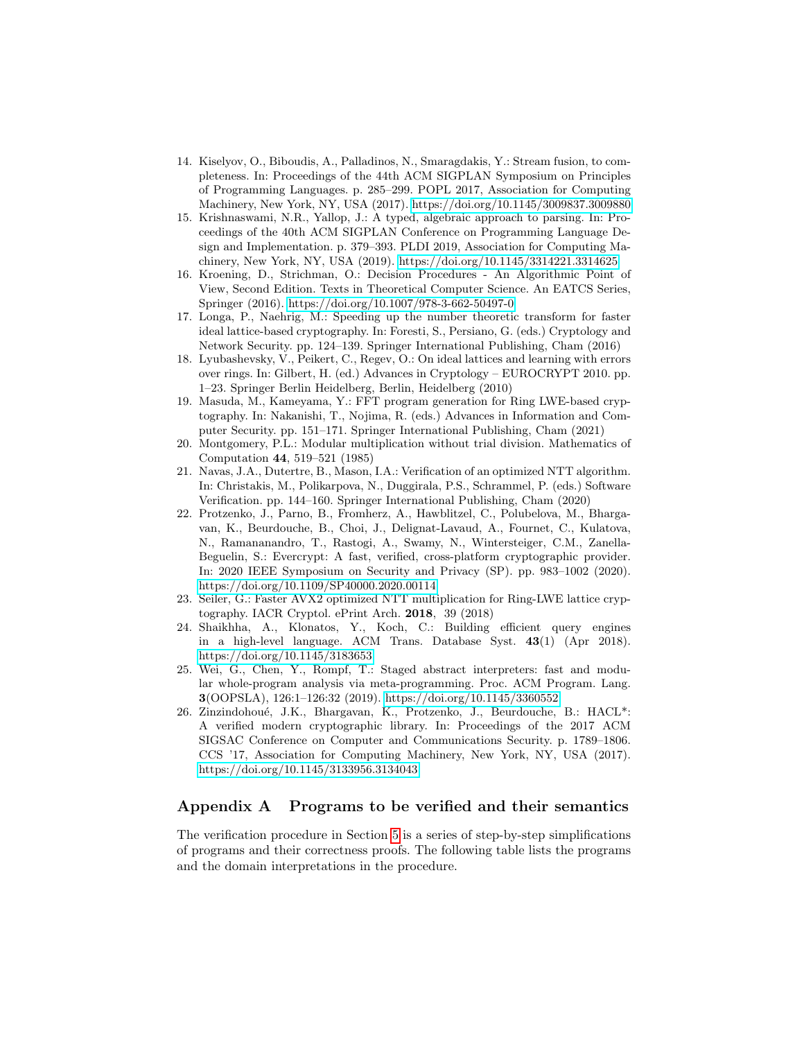14. Kiselyov, O., Biboudis, A., Palladinos, N., Smaragdakis, Y.: Stream fusion, to completeness. In: Proceedings of the 44th ACM SIGPLAN Symposium on Principles of Programming Languages. p. 285–299. POPL 2017, Association for Computing Machinery, New York, NY, USA (2017). https://doi.org/10.1145/3009837.3009880
15. Krishnaswami, N.R., Yallop, J.: A typed, algebraic approach to parsing. In: Proceedings of the 40th ACM SIGPLAN Conference on Programming Language Design and Implementation. p. 379–393. PLDI 2019, Association for Computing Machinery, New York, NY, USA (2019). https://doi.org/10.1145/3314221.3314625
16. Kroening, D., Strichman, O.: Decision Procedures - An Algorithmic Point of View, Second Edition. Texts in Theoretical Computer Science. An EATCS Series, Springer (2016). https://doi.org/10.1007/978-3-662-50497-0
17. Longa, P., Naehrig, M.: Speeding up the number theoretic transform for faster ideal lattice-based cryptography. In: Foresti, S., Persiano, G. (eds.) Cryptology and Network Security. pp. 124–139. Springer International Publishing, Cham (2016)
18. Lyubashevsky, V., Peikert, C., Regev, O.: On ideal lattices and learning with errors over rings. In: Gilbert, H. (ed.) Advances in Cryptology – EUROCRYPT 2010. pp. 1–23. Springer Berlin Heidelberg, Berlin, Heidelberg (2010)
19. Masuda, M., Kameyama, Y.: FFT program generation for Ring LWE-based cryptography. In: Nakanishi, T., Nojima, R. (eds.) Advances in Information and Computer Security. pp. 151–171. Springer International Publishing, Cham (2021)
20. Montgomery, P.L.: Modular multiplication without trial division. Mathematics of Computation **44**, 519–521 (1985)
21. Navas, J.A., Dutertre, B., Mason, I.A.: Verification of an optimized NTT algorithm. In: Christakis, M., Polikarpova, N., Duggirala, P.S., Schrammel, P. (eds.) Software Verification. pp. 144–160. Springer International Publishing, Cham (2020)
22. Protzenko, J., Parno, B., Fromherz, A., Hawblitzel, C., Polubelova, M., Bhargavan, K., Beurdouche, B., Choi, J., Delignat-Lavaud, A., Fournet, C., Kulatova, N., Ramananandro, T., Rastogi, A., Swamy, N., Wintersteiger, C.M., Zanella-Beguelin, S.: Evercrypt: A fast, verified, cross-platform cryptographic provider. In: 2020 IEEE Symposium on Security and Privacy (SP). pp. 983–1002 (2020). https://doi.org/10.1109/SP40000.2020.00114
23. Seiler, G.: Faster AVX2 optimized NTT multiplication for Ring-LWE lattice cryptography. IACR Cryptol. ePrint Arch. **2018**, 39 (2018)
24. Shaikhha, A., Klonatos, Y., Koch, C.: Building efficient query engines in a high-level language. ACM Trans. Database Syst. **43**(1) (Apr 2018). https://doi.org/10.1145/3183653
25. Wei, G., Chen, Y., Rompf, T.: Staged abstract interpreters: fast and modular whole-program analysis via meta-programming. Proc. ACM Program. Lang. **3**(OOPSLA), 126:1–126:32 (2019). https://doi.org/10.1145/3360552
26. Zinzindohoué, J.K., Bhargavan, K., Protzenko, J., Beurdouche, B.: HACL*: A verified modern cryptographic library. In: Proceedings of the 2017 ACM SIGSAC Conference on Computer and Communications Security. p. 1789–1806. CCS '17, Association for Computing Machinery, New York, NY, USA (2017). https://doi.org/10.1145/3133956.3134043

## Appendix A Programs to be verified and their semantics

The verification procedure in Section 5 is a series of step-by-step simplifications of programs and their correctness proofs. The following table lists the programs and the domain interpretations in the procedure.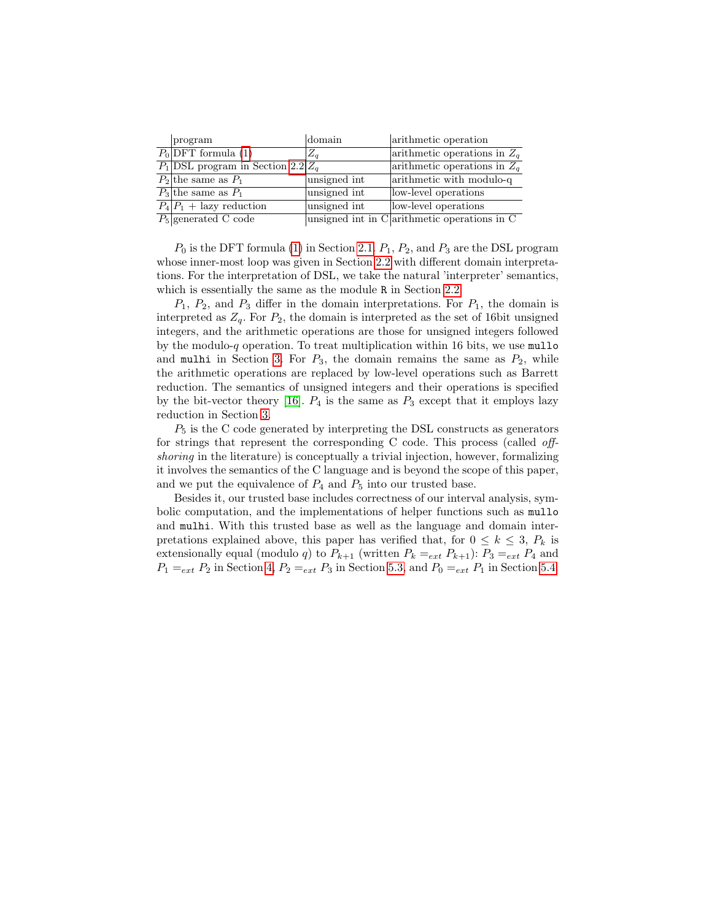| | program | domain | arithmetic operation |
|---|---|---|---|
| $P_0$ | DFT formula (1) | $Z_q$ | arithmetic operations in $Z_q$ |
| $P_1$ | DSL program in Section 2.2 | $Z_q$ | arithmetic operations in $Z_q$ |
| $P_2$ | the same as $P_1$ | unsigned int | arithmetic with modulo-q |
| $P_3$ | the same as $P_1$ | unsigned int | low-level operations |
| $P_4$ | $P_1$ + lazy reduction | unsigned int | low-level operations |
| $P_5$ | generated C code | unsigned int in C | arithmetic operations in C |

$P_0$ is the DFT formula (1) in Section 2.1. $P_1$, $P_2$, and $P_3$ are the DSL program whose inner-most loop was given in Section 2.2 with different domain interpretations. For the interpretation of DSL, we take the natural 'interpreter' semantics, which is essentially the same as the module `R` in Section 2.2.

$P_1$, $P_2$, and $P_3$ differ in the domain interpretations. For $P_1$, the domain is interpreted as $Z_q$. For $P_2$, the domain is interpreted as the set of 16bit unsigned integers, and the arithmetic operations are those for unsigned integers followed by the modulo-$q$ operation. To treat multiplication within 16 bits, we use `mullo` and `mulhi` in Section 3. For $P_3$, the domain remains the same as $P_2$, while the arithmetic operations are replaced by low-level operations such as Barrett reduction. The semantics of unsigned integers and their operations is specified by the bit-vector theory [16]. $P_4$ is the same as $P_3$ except that it employs lazy reduction in Section 3.

$P_5$ is the C code generated by interpreting the DSL constructs as generators for strings that represent the corresponding C code. This process (called *off-shoring* in the literature) is conceptually a trivial injection, however, formalizing it involves the semantics of the C language and is beyond the scope of this paper, and we put the equivalence of $P_4$ and $P_5$ into our trusted base.

Besides it, our trusted base includes correctness of our interval analysis, symbolic computation, and the implementations of helper functions such as `mullo` and `mulhi`. With this trusted base as well as the language and domain interpretations explained above, this paper has verified that, for $0 \leq k \leq 3$, $P_k$ is extensionally equal (modulo $q$) to $P_{k+1}$ (written $P_k =_{ext} P_{k+1}$): $P_3 =_{ext} P_4$ and $P_1 =_{ext} P_2$ in Section 4, $P_2 =_{ext} P_3$ in Section 5.3, and $P_0 =_{ext} P_1$ in Section 5.4.